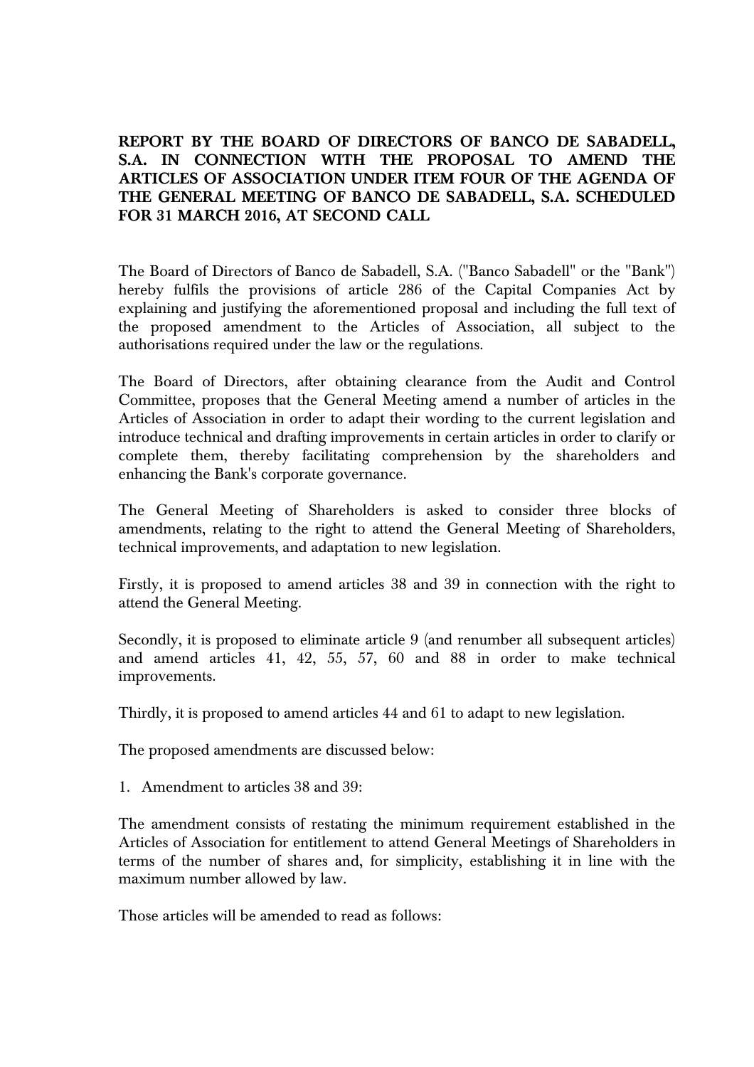**REPORT BY THE BOARD OF DIRECTORS OF BANCO DE SABADELL, S.A. IN CONNECTION WITH THE PROPOSAL TO AMEND THE ARTICLES OF ASSOCIATION UNDER ITEM FOUR OF THE AGENDA OF THE GENERAL MEETING OF BANCO DE SABADELL, S.A. SCHEDULED FOR 31 MARCH 2016, AT SECOND CALL**

The Board of Directors of Banco de Sabadell, S.A. ("Banco Sabadell" or the "Bank") hereby fulfils the provisions of article 286 of the Capital Companies Act by explaining and justifying the aforementioned proposal and including the full text of the proposed amendment to the Articles of Association, all subject to the authorisations required under the law or the regulations.

The Board of Directors, after obtaining clearance from the Audit and Control Committee, proposes that the General Meeting amend a number of articles in the Articles of Association in order to adapt their wording to the current legislation and introduce technical and drafting improvements in certain articles in order to clarify or complete them, thereby facilitating comprehension by the shareholders and enhancing the Bank's corporate governance.

The General Meeting of Shareholders is asked to consider three blocks of amendments, relating to the right to attend the General Meeting of Shareholders, technical improvements, and adaptation to new legislation.

Firstly, it is proposed to amend articles 38 and 39 in connection with the right to attend the General Meeting.

Secondly, it is proposed to eliminate article 9 (and renumber all subsequent articles) and amend articles 41, 42, 55, 57, 60 and 88 in order to make technical improvements.

Thirdly, it is proposed to amend articles 44 and 61 to adapt to new legislation.

The proposed amendments are discussed below:

1. Amendment to articles 38 and 39:

The amendment consists of restating the minimum requirement established in the Articles of Association for entitlement to attend General Meetings of Shareholders in terms of the number of shares and, for simplicity, establishing it in line with the maximum number allowed by law.

Those articles will be amended to read as follows: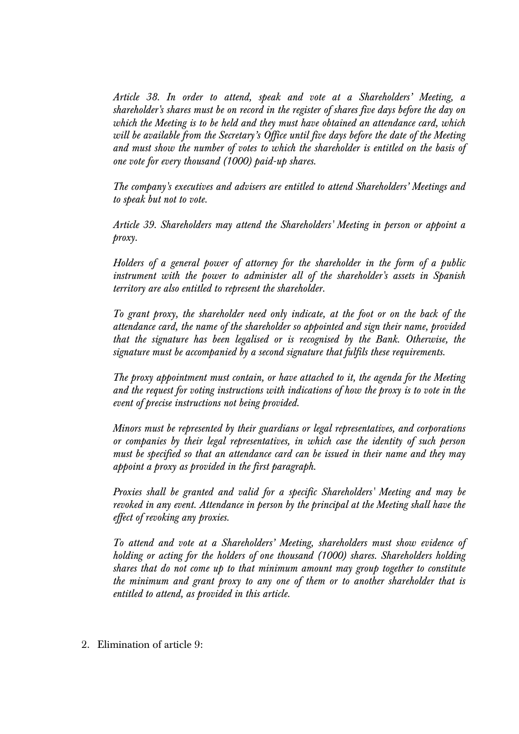*Article 38. In order to attend, speak and vote at a Shareholders' Meeting, a shareholder's shares must be on record in the register of shares five days before the day on which the Meeting is to be held and they must have obtained an attendance card, which will be available from the Secretary's Office until five days before the date of the Meeting and must show the number of votes to which the shareholder is entitled on the basis of one vote for every thousand (1000) paid-up shares.*

*The company's executives and advisers are entitled to attend Shareholders' Meetings and to speak but not to vote.*

*Article 39. Shareholders may attend the Shareholders' Meeting in person or appoint a proxy.*

*Holders of a general power of attorney for the shareholder in the form of a public instrument with the power to administer all of the shareholder's assets in Spanish territory are also entitled to represent the shareholder.*

*To grant proxy, the shareholder need only indicate, at the foot or on the back of the attendance card, the name of the shareholder so appointed and sign their name, provided that the signature has been legalised or is recognised by the Bank. Otherwise, the signature must be accompanied by a second signature that fulfils these requirements.*

*The proxy appointment must contain, or have attached to it, the agenda for the Meeting and the request for voting instructions with indications of how the proxy is to vote in the event of precise instructions not being provided.*

*Minors must be represented by their guardians or legal representatives, and corporations or companies by their legal representatives, in which case the identity of such person must be specified so that an attendance card can be issued in their name and they may appoint a proxy as provided in the first paragraph.*

*Proxies shall be granted and valid for a specific Shareholders' Meeting and may be revoked in any event. Attendance in person by the principal at the Meeting shall have the effect of revoking any proxies.*

*To attend and vote at a Shareholders' Meeting, shareholders must show evidence of holding or acting for the holders of one thousand (1000) shares. Shareholders holding shares that do not come up to that minimum amount may group together to constitute the minimum and grant proxy to any one of them or to another shareholder that is entitled to attend, as provided in this article.*

2. Elimination of article 9: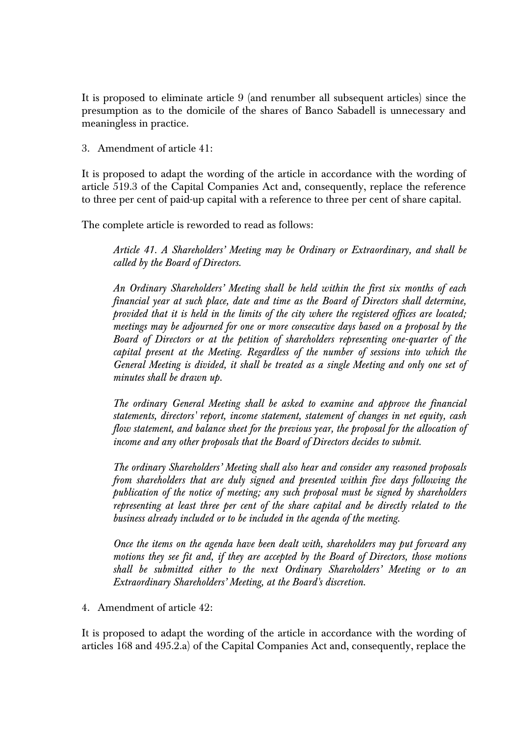It is proposed to eliminate article 9 (and renumber all subsequent articles) since the presumption as to the domicile of the shares of Banco Sabadell is unnecessary and meaningless in practice.

3. Amendment of article 41:

It is proposed to adapt the wording of the article in accordance with the wording of article 519.3 of the Capital Companies Act and, consequently, replace the reference to three per cent of paid-up capital with a reference to three per cent of share capital.

The complete article is reworded to read as follows:

> *Article 41. A Shareholders' Meeting may be Ordinary or Extraordinary, and shall be called by the Board of Directors.*
>
> *An Ordinary Shareholders' Meeting shall be held within the first six months of each financial year at such place, date and time as the Board of Directors shall determine, provided that it is held in the limits of the city where the registered offices are located; meetings may be adjourned for one or more consecutive days based on a proposal by the Board of Directors or at the petition of shareholders representing one-quarter of the capital present at the Meeting. Regardless of the number of sessions into which the General Meeting is divided, it shall be treated as a single Meeting and only one set of minutes shall be drawn up.*
>
> *The ordinary General Meeting shall be asked to examine and approve the financial statements, directors' report, income statement, statement of changes in net equity, cash flow statement, and balance sheet for the previous year, the proposal for the allocation of income and any other proposals that the Board of Directors decides to submit.*
>
> *The ordinary Shareholders' Meeting shall also hear and consider any reasoned proposals from shareholders that are duly signed and presented within five days following the publication of the notice of meeting; any such proposal must be signed by shareholders representing at least three per cent of the share capital and be directly related to the business already included or to be included in the agenda of the meeting.*
>
> *Once the items on the agenda have been dealt with, shareholders may put forward any motions they see fit and, if they are accepted by the Board of Directors, those motions shall be submitted either to the next Ordinary Shareholders' Meeting or to an Extraordinary Shareholders' Meeting, at the Board's discretion.*

4. Amendment of article 42:

It is proposed to adapt the wording of the article in accordance with the wording of articles 168 and 495.2.a) of the Capital Companies Act and, consequently, replace the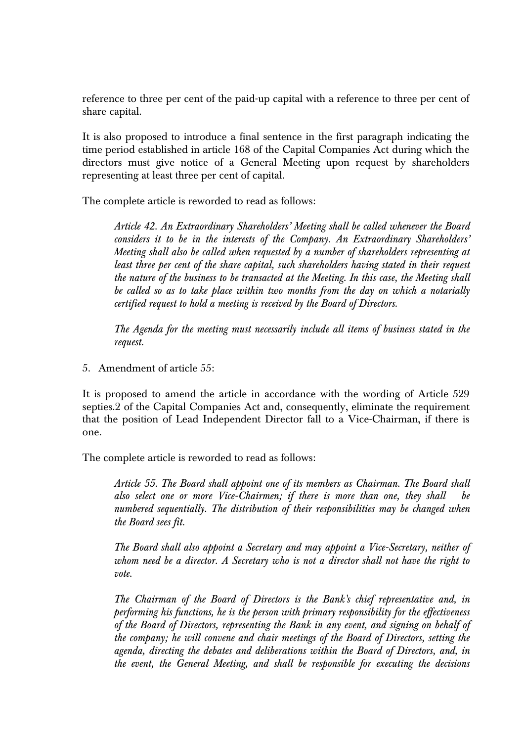reference to three per cent of the paid-up capital with a reference to three per cent of share capital.

It is also proposed to introduce a final sentence in the first paragraph indicating the time period established in article 168 of the Capital Companies Act during which the directors must give notice of a General Meeting upon request by shareholders representing at least three per cent of capital.

The complete article is reworded to read as follows:

> *Article 42. An Extraordinary Shareholders' Meeting shall be called whenever the Board considers it to be in the interests of the Company. An Extraordinary Shareholders' Meeting shall also be called when requested by a number of shareholders representing at least three per cent of the share capital, such shareholders having stated in their request the nature of the business to be transacted at the Meeting. In this case, the Meeting shall be called so as to take place within two months from the day on which a notarially certified request to hold a meeting is received by the Board of Directors.*
>
> *The Agenda for the meeting must necessarily include all items of business stated in the request.*

5. Amendment of article 55:

It is proposed to amend the article in accordance with the wording of Article 529 septies.2 of the Capital Companies Act and, consequently, eliminate the requirement that the position of Lead Independent Director fall to a Vice-Chairman, if there is one.

The complete article is reworded to read as follows:

> *Article 55. The Board shall appoint one of its members as Chairman. The Board shall also select one or more Vice-Chairmen; if there is more than one, they shall be numbered sequentially. The distribution of their responsibilities may be changed when the Board sees fit.*
>
> *The Board shall also appoint a Secretary and may appoint a Vice-Secretary, neither of whom need be a director. A Secretary who is not a director shall not have the right to vote.*
>
> *The Chairman of the Board of Directors is the Bank's chief representative and, in performing his functions, he is the person with primary responsibility for the effectiveness of the Board of Directors, representing the Bank in any event, and signing on behalf of the company; he will convene and chair meetings of the Board of Directors, setting the agenda, directing the debates and deliberations within the Board of Directors, and, in the event, the General Meeting, and shall be responsible for executing the decisions*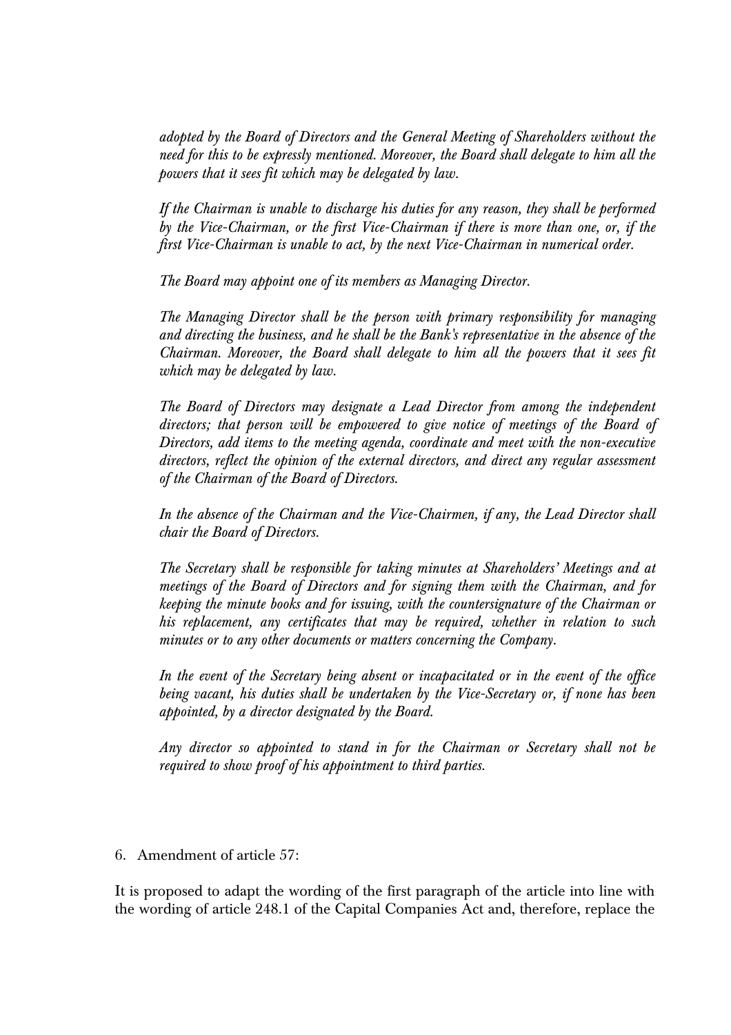*adopted by the Board of Directors and the General Meeting of Shareholders without the need for this to be expressly mentioned. Moreover, the Board shall delegate to him all the powers that it sees fit which may be delegated by law.*

*If the Chairman is unable to discharge his duties for any reason, they shall be performed by the Vice-Chairman, or the first Vice-Chairman if there is more than one, or, if the first Vice-Chairman is unable to act, by the next Vice-Chairman in numerical order.*

*The Board may appoint one of its members as Managing Director.*

*The Managing Director shall be the person with primary responsibility for managing and directing the business, and he shall be the Bank's representative in the absence of the Chairman. Moreover, the Board shall delegate to him all the powers that it sees fit which may be delegated by law.*

*The Board of Directors may designate a Lead Director from among the independent directors; that person will be empowered to give notice of meetings of the Board of Directors, add items to the meeting agenda, coordinate and meet with the non-executive directors, reflect the opinion of the external directors, and direct any regular assessment of the Chairman of the Board of Directors.*

*In the absence of the Chairman and the Vice-Chairmen, if any, the Lead Director shall chair the Board of Directors.*

*The Secretary shall be responsible for taking minutes at Shareholders' Meetings and at meetings of the Board of Directors and for signing them with the Chairman, and for keeping the minute books and for issuing, with the countersignature of the Chairman or his replacement, any certificates that may be required, whether in relation to such minutes or to any other documents or matters concerning the Company.*

*In the event of the Secretary being absent or incapacitated or in the event of the office being vacant, his duties shall be undertaken by the Vice-Secretary or, if none has been appointed, by a director designated by the Board.*

*Any director so appointed to stand in for the Chairman or Secretary shall not be required to show proof of his appointment to third parties.*

6. Amendment of article 57:

It is proposed to adapt the wording of the first paragraph of the article into line with the wording of article 248.1 of the Capital Companies Act and, therefore, replace the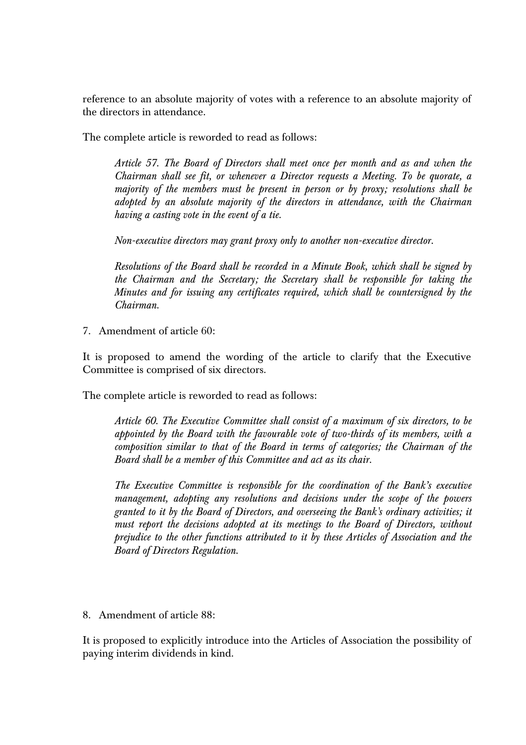reference to an absolute majority of votes with a reference to an absolute majority of the directors in attendance.

The complete article is reworded to read as follows:

> *Article 57. The Board of Directors shall meet once per month and as and when the Chairman shall see fit, or whenever a Director requests a Meeting. To be quorate, a majority of the members must be present in person or by proxy; resolutions shall be adopted by an absolute majority of the directors in attendance, with the Chairman having a casting vote in the event of a tie.*
>
> *Non-executive directors may grant proxy only to another non-executive director.*
>
> *Resolutions of the Board shall be recorded in a Minute Book, which shall be signed by the Chairman and the Secretary; the Secretary shall be responsible for taking the Minutes and for issuing any certificates required, which shall be countersigned by the Chairman.*

7. Amendment of article 60:

It is proposed to amend the wording of the article to clarify that the Executive Committee is comprised of six directors.

The complete article is reworded to read as follows:

> *Article 60. The Executive Committee shall consist of a maximum of six directors, to be appointed by the Board with the favourable vote of two-thirds of its members, with a composition similar to that of the Board in terms of categories; the Chairman of the Board shall be a member of this Committee and act as its chair.*
>
> *The Executive Committee is responsible for the coordination of the Bank's executive management, adopting any resolutions and decisions under the scope of the powers granted to it by the Board of Directors, and overseeing the Bank's ordinary activities; it must report the decisions adopted at its meetings to the Board of Directors, without prejudice to the other functions attributed to it by these Articles of Association and the Board of Directors Regulation.*

8. Amendment of article 88:

It is proposed to explicitly introduce into the Articles of Association the possibility of paying interim dividends in kind.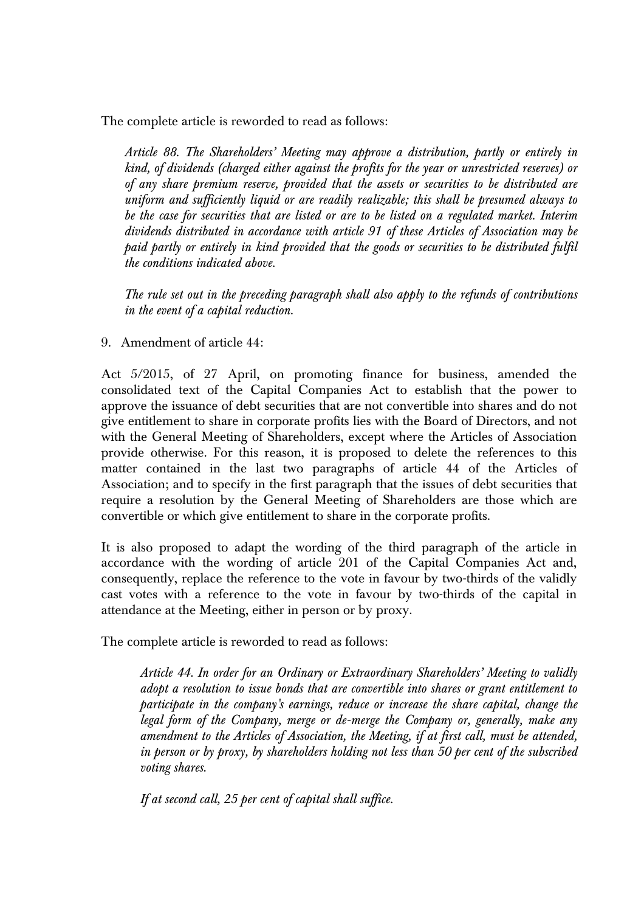The complete article is reworded to read as follows:

> *Article 88. The Shareholders' Meeting may approve a distribution, partly or entirely in kind, of dividends (charged either against the profits for the year or unrestricted reserves) or of any share premium reserve, provided that the assets or securities to be distributed are uniform and sufficiently liquid or are readily realizable; this shall be presumed always to be the case for securities that are listed or are to be listed on a regulated market. Interim dividends distributed in accordance with article 91 of these Articles of Association may be paid partly or entirely in kind provided that the goods or securities to be distributed fulfil the conditions indicated above.*
>
> *The rule set out in the preceding paragraph shall also apply to the refunds of contributions in the event of a capital reduction.*

9. Amendment of article 44:

Act 5/2015, of 27 April, on promoting finance for business, amended the consolidated text of the Capital Companies Act to establish that the power to approve the issuance of debt securities that are not convertible into shares and do not give entitlement to share in corporate profits lies with the Board of Directors, and not with the General Meeting of Shareholders, except where the Articles of Association provide otherwise. For this reason, it is proposed to delete the references to this matter contained in the last two paragraphs of article 44 of the Articles of Association; and to specify in the first paragraph that the issues of debt securities that require a resolution by the General Meeting of Shareholders are those which are convertible or which give entitlement to share in the corporate profits.

It is also proposed to adapt the wording of the third paragraph of the article in accordance with the wording of article 201 of the Capital Companies Act and, consequently, replace the reference to the vote in favour by two-thirds of the validly cast votes with a reference to the vote in favour by two-thirds of the capital in attendance at the Meeting, either in person or by proxy.

The complete article is reworded to read as follows:

> *Article 44. In order for an Ordinary or Extraordinary Shareholders' Meeting to validly adopt a resolution to issue bonds that are convertible into shares or grant entitlement to participate in the company's earnings, reduce or increase the share capital, change the legal form of the Company, merge or de-merge the Company or, generally, make any amendment to the Articles of Association, the Meeting, if at first call, must be attended, in person or by proxy, by shareholders holding not less than 50 per cent of the subscribed voting shares.*
>
> *If at second call, 25 per cent of capital shall suffice.*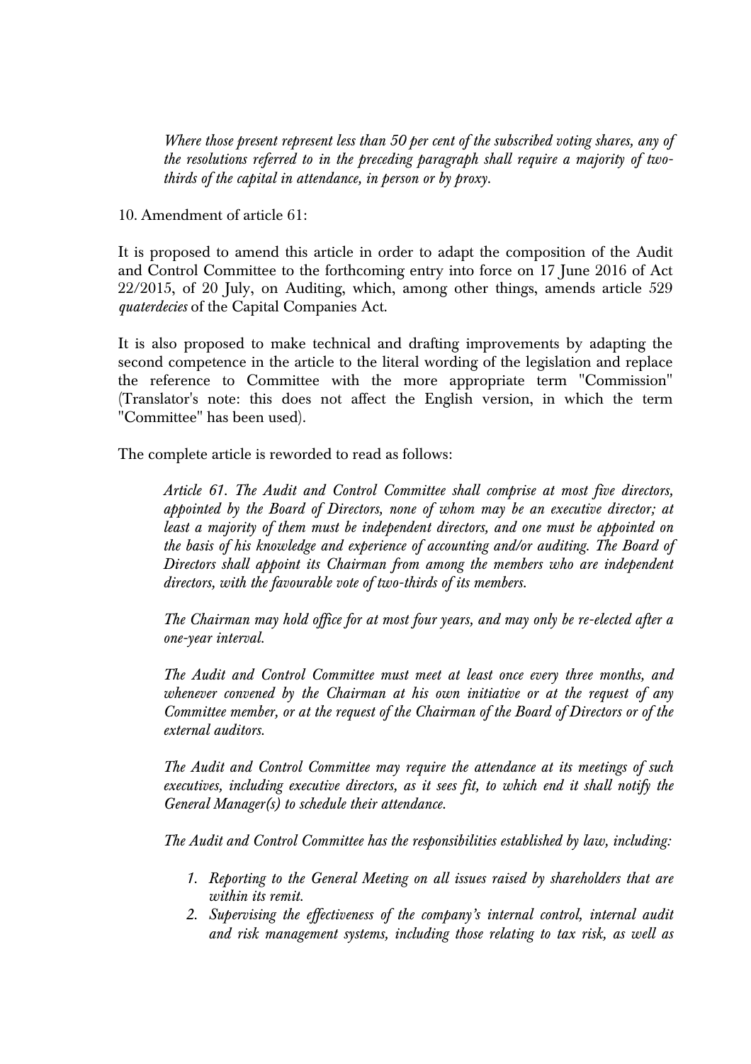*Where those present represent less than 50 per cent of the subscribed voting shares, any of the resolutions referred to in the preceding paragraph shall require a majority of two-thirds of the capital in attendance, in person or by proxy.*

10. Amendment of article 61:

It is proposed to amend this article in order to adapt the composition of the Audit and Control Committee to the forthcoming entry into force on 17 June 2016 of Act 22/2015, of 20 July, on Auditing, which, among other things, amends article 529 *quaterdecies* of the Capital Companies Act.

It is also proposed to make technical and drafting improvements by adapting the second competence in the article to the literal wording of the legislation and replace the reference to Committee with the more appropriate term "Commission" (Translator's note: this does not affect the English version, in which the term "Committee" has been used).

The complete article is reworded to read as follows:

*Article 61. The Audit and Control Committee shall comprise at most five directors, appointed by the Board of Directors, none of whom may be an executive director; at least a majority of them must be independent directors, and one must be appointed on the basis of his knowledge and experience of accounting and/or auditing. The Board of Directors shall appoint its Chairman from among the members who are independent directors, with the favourable vote of two-thirds of its members.*

*The Chairman may hold office for at most four years, and may only be re-elected after a one-year interval.*

*The Audit and Control Committee must meet at least once every three months, and whenever convened by the Chairman at his own initiative or at the request of any Committee member, or at the request of the Chairman of the Board of Directors or of the external auditors.*

*The Audit and Control Committee may require the attendance at its meetings of such executives, including executive directors, as it sees fit, to which end it shall notify the General Manager(s) to schedule their attendance.*

*The Audit and Control Committee has the responsibilities established by law, including:*

1. *Reporting to the General Meeting on all issues raised by shareholders that are within its remit.*
2. *Supervising the effectiveness of the company's internal control, internal audit and risk management systems, including those relating to tax risk, as well as*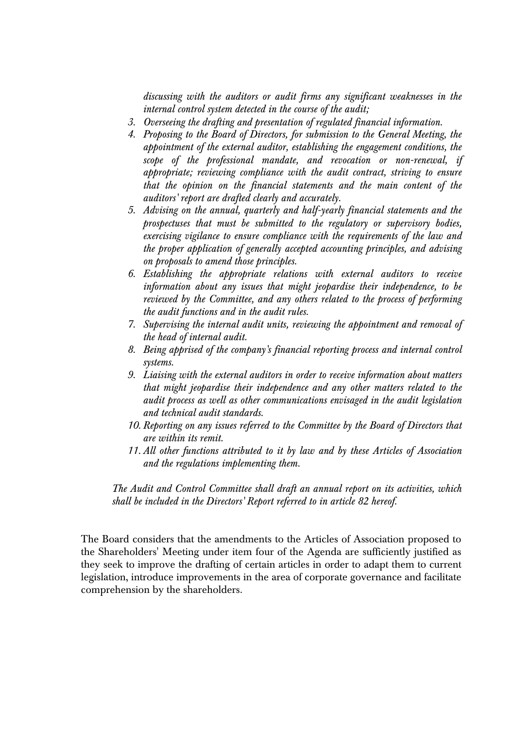*discussing with the auditors or audit firms any significant weaknesses in the internal control system detected in the course of the audit;*

3. *Overseeing the drafting and presentation of regulated financial information.*
4. *Proposing to the Board of Directors, for submission to the General Meeting, the appointment of the external auditor, establishing the engagement conditions, the scope of the professional mandate, and revocation or non-renewal, if appropriate; reviewing compliance with the audit contract, striving to ensure that the opinion on the financial statements and the main content of the auditors' report are drafted clearly and accurately.*
5. *Advising on the annual, quarterly and half-yearly financial statements and the prospectuses that must be submitted to the regulatory or supervisory bodies, exercising vigilance to ensure compliance with the requirements of the law and the proper application of generally accepted accounting principles, and advising on proposals to amend those principles.*
6. *Establishing the appropriate relations with external auditors to receive information about any issues that might jeopardise their independence, to be reviewed by the Committee, and any others related to the process of performing the audit functions and in the audit rules.*
7. *Supervising the internal audit units, reviewing the appointment and removal of the head of internal audit.*
8. *Being apprised of the company's financial reporting process and internal control systems.*
9. *Liaising with the external auditors in order to receive information about matters that might jeopardise their independence and any other matters related to the audit process as well as other communications envisaged in the audit legislation and technical audit standards.*
10. *Reporting on any issues referred to the Committee by the Board of Directors that are within its remit.*
11. *All other functions attributed to it by law and by these Articles of Association and the regulations implementing them.*

*The Audit and Control Committee shall draft an annual report on its activities, which shall be included in the Directors' Report referred to in article 82 hereof.*

The Board considers that the amendments to the Articles of Association proposed to the Shareholders' Meeting under item four of the Agenda are sufficiently justified as they seek to improve the drafting of certain articles in order to adapt them to current legislation, introduce improvements in the area of corporate governance and facilitate comprehension by the shareholders.